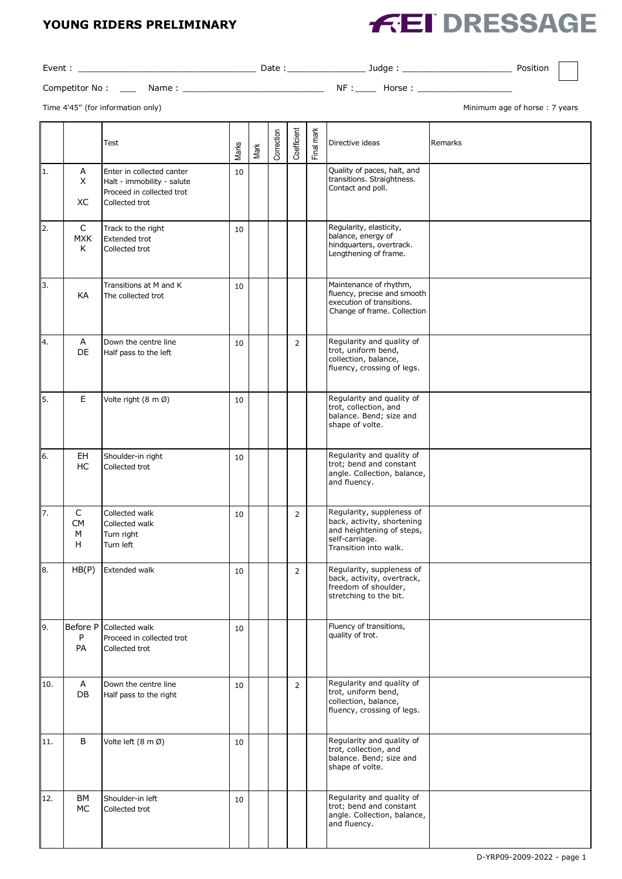# YOUNG RIDERS PRELIMINARY

**FEI DRESSAGE**

Event : ______________________ Date : ______________ Judge : ____________________ Position

Competitor No : ___ Name : ________________________ NF : ____ Horse : ________________

Time 4'45'' (for information only) | Minimum age of horse : 7 years

| | | Test | Marks | Mark | Correction | Coefficient | Final mark | Directive ideas | Remarks |
|---|---|---|---|---|---|---|---|---|---|
| 1. | A<br>X<br><br>XC | Enter in collected canter<br>Halt - immobility - salute<br>Proceed in collected trot<br>Collected trot | 10 | | | | | Quality of paces, halt, and transitions. Straightness. Contact and poll. | |
| 2. | C<br>MXK<br>K | Track to the right<br>Extended trot<br>Collected trot | 10 | | | | | Regularity, elasticity, balance, energy of hindquarters, overtrack. Lengthening of frame. | |
| 3. | <br>KA | Transitions at M and K<br>The collected trot | 10 | | | | | Maintenance of rhythm, fluency, precise and smooth execution of transitions. Change of frame. Collection | |
| 4. | A<br>DE | Down the centre line<br>Half pass to the left | 10 | | | 2 | | Regularity and quality of trot, uniform bend, collection, balance, fluency, crossing of legs. | |
| 5. | E | Volte right (8 m Ø) | 10 | | | | | Regularity and quality of trot, collection, and balance. Bend; size and shape of volte. | |
| 6. | EH<br>HC | Shoulder-in right<br>Collected trot | 10 | | | | | Regularity and quality of trot; bend and constant angle. Collection, balance, and fluency. | |
| 7. | C<br>CM<br>M<br>H | Collected walk<br>Collected walk<br>Turn right<br>Turn left | 10 | | | 2 | | Regularity, suppleness of back, activity, shortening and heightening of steps, self-carriage.<br>Transition into walk. | |
| 8. | HB(P) | Extended walk | 10 | | | 2 | | Regularity, suppleness of back, activity, overtrack, freedom of shoulder, stretching to the bit. | |
| 9. | Before P<br>P<br>PA | Collected walk<br>Proceed in collected trot<br>Collected trot | 10 | | | | | Fluency of transitions, quality of trot. | |
| 10. | A<br>DB | Down the centre line<br>Half pass to the right | 10 | | | 2 | | Regularity and quality of trot, uniform bend, collection, balance, fluency, crossing of legs. | |
| 11. | B | Volte left (8 m Ø) | 10 | | | | | Regularity and quality of trot, collection, and balance. Bend; size and shape of volte. | |
| 12. | BM<br>MC | Shoulder-in left<br>Collected trot | 10 | | | | | Regularity and quality of trot; bend and constant angle. Collection, balance, and fluency. | |

D-YRP09-2009-2022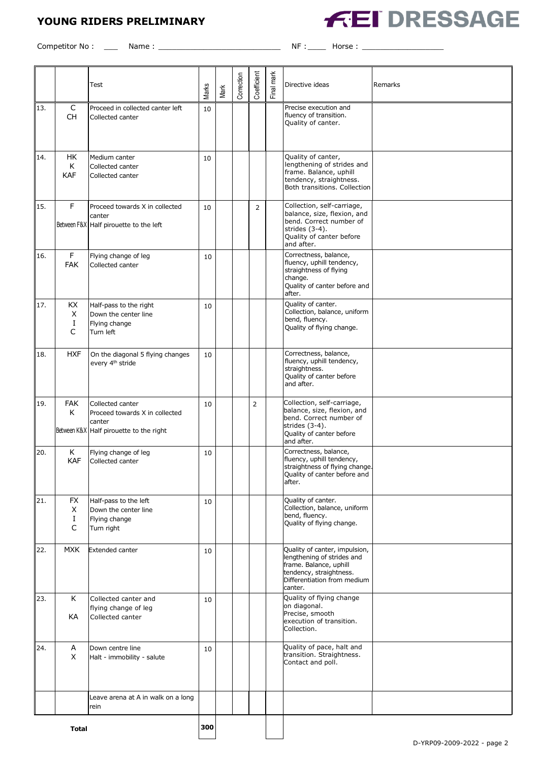# YOUNG RIDERS PRELIMINARY

**FEI DRESSAGE**

Competitor No : ___ Name : ___________________________ NF : ____ Horse : __________________

| | | Test | Marks | Mark | Correction | Coefficient | Final mark | Directive ideas | Remarks |
|---|---|---|---|---|---|---|---|---|---|
| 13. | C<br>CH | Proceed in collected canter left<br>Collected canter | 10 | | | | | Precise execution and fluency of transition.<br>Quality of canter. | |
| 14. | HK<br>K<br>KAF | Medium canter<br>Collected canter<br>Collected canter | 10 | | | | | Quality of canter, lengthening of strides and frame. Balance, uphill tendency, straightness.<br>Both transitions. Collection | |
| 15. | F<br>Between F&X | Proceed towards X in collected canter<br>Half pirouette to the left | 10 | | | 2 | | Collection, self-carriage, balance, size, flexion, and bend. Correct number of strides (3-4).<br>Quality of canter before and after. | |
| 16. | F<br>FAK | Flying change of leg<br>Collected canter | 10 | | | | | Correctness, balance, fluency, uphill tendency, straightness of flying change.<br>Quality of canter before and after. | |
| 17. | KX<br>X<br>I<br>C | Half-pass to the right<br>Down the center line<br>Flying change<br>Turn left | 10 | | | | | Quality of canter.<br>Collection, balance, uniform bend, fluency.<br>Quality of flying change. | |
| 18. | HXF | On the diagonal 5 flying changes every 4th stride | 10 | | | | | Correctness, balance, fluency, uphill tendency, straightness.<br>Quality of canter before and after. | |
| 19. | FAK<br>K<br>Between K&X | Collected canter<br>Proceed towards X in collected canter<br>Half pirouette to the right | 10 | | | 2 | | Collection, self-carriage, balance, size, flexion, and bend. Correct number of strides (3-4).<br>Quality of canter before and after. | |
| 20. | K<br>KAF | Flying change of leg<br>Collected canter | 10 | | | | | Correctness, balance, fluency, uphill tendency, straightness of flying change.<br>Quality of canter before and after. | |
| 21. | FX<br>X<br>I<br>C | Half-pass to the left<br>Down the center line<br>Flying change<br>Turn right | 10 | | | | | Quality of canter.<br>Collection, balance, uniform bend, fluency.<br>Quality of flying change. | |
| 22. | MXK | Extended canter | 10 | | | | | Quality of canter, impulsion, lengthening of strides and frame. Balance, uphill tendency, straightness.<br>Differentiation from medium canter. | |
| 23. | K<br>KA | Collected canter and flying change of leg<br>Collected canter | 10 | | | | | Quality of flying change on diagonal.<br>Precise, smooth execution of transition.<br>Collection. | |
| 24. | A<br>X | Down centre line<br>Halt - immobility - salute | 10 | | | | | Quality of pace, halt and transition. Straightness.<br>Contact and poll. | |
| | | Leave arena at A in walk on a long rein | | | | | | | |
| | **Total** | | **300** | | | | | | |

D-YRP09-2009-2022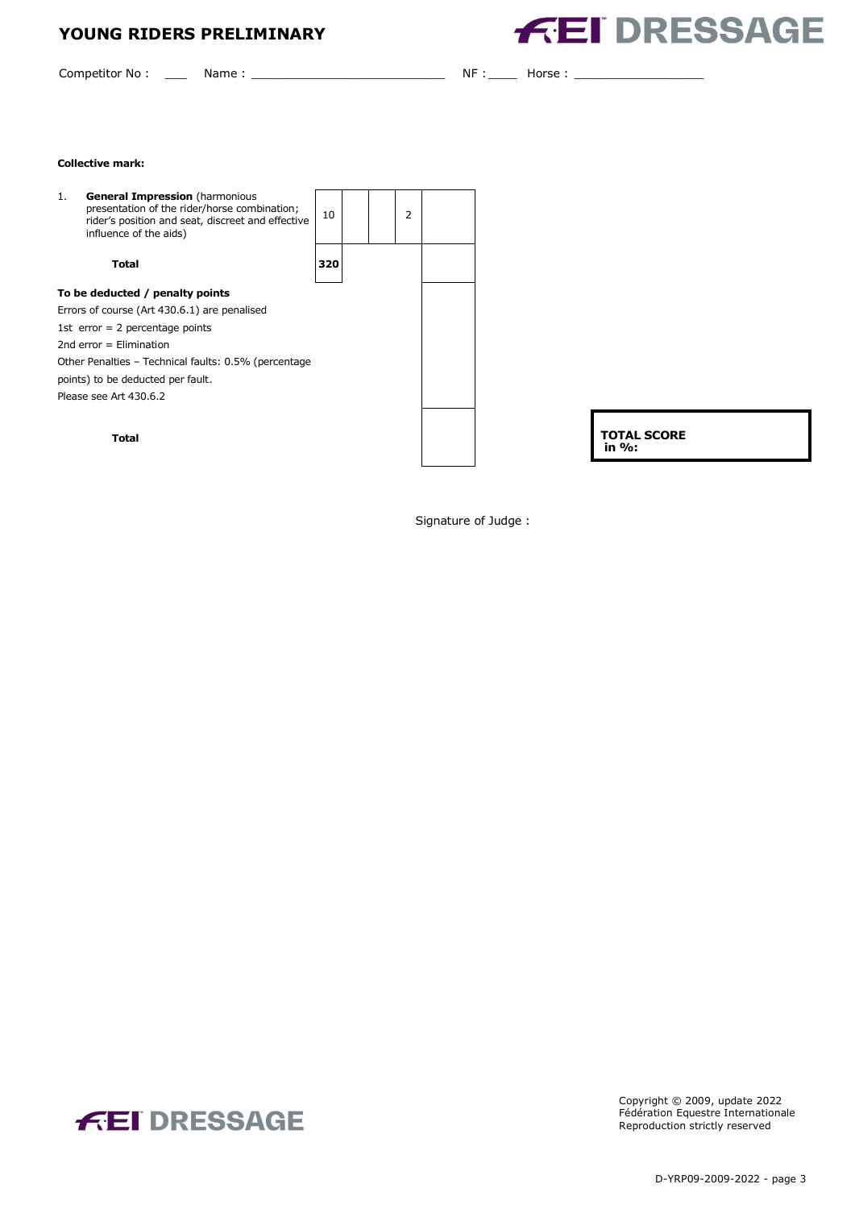## YOUNG RIDERS PRELIMINARY

Competitor No : ___ Name : ___________________________ NF : ____ Horse : __________________

**Collective mark:**

| | | | | | | |
|---|---|---|---|---|---|---|
| 1. | **General Impression** (harmonious presentation of the rider/horse combination; rider's position and seat, discreet and effective influence of the aids) | 10 | | | 2 | |
| | **Total** | **320** | | | | |

**To be deducted / penalty points**

Errors of course (Art 430.6.1) are penalised

1st error = 2 percentage points

2nd error = Elimination

Other Penalties – Technical faults: 0.5% (percentage points) to be deducted per fault.

Please see Art 430.6.2

**Total**

**TOTAL SCORE in %:**

Signature of Judge :

Copyright © 2009, update 2022
Fédération Equestre Internationale
Reproduction strictly reserved

D-YRP09-2009-2022